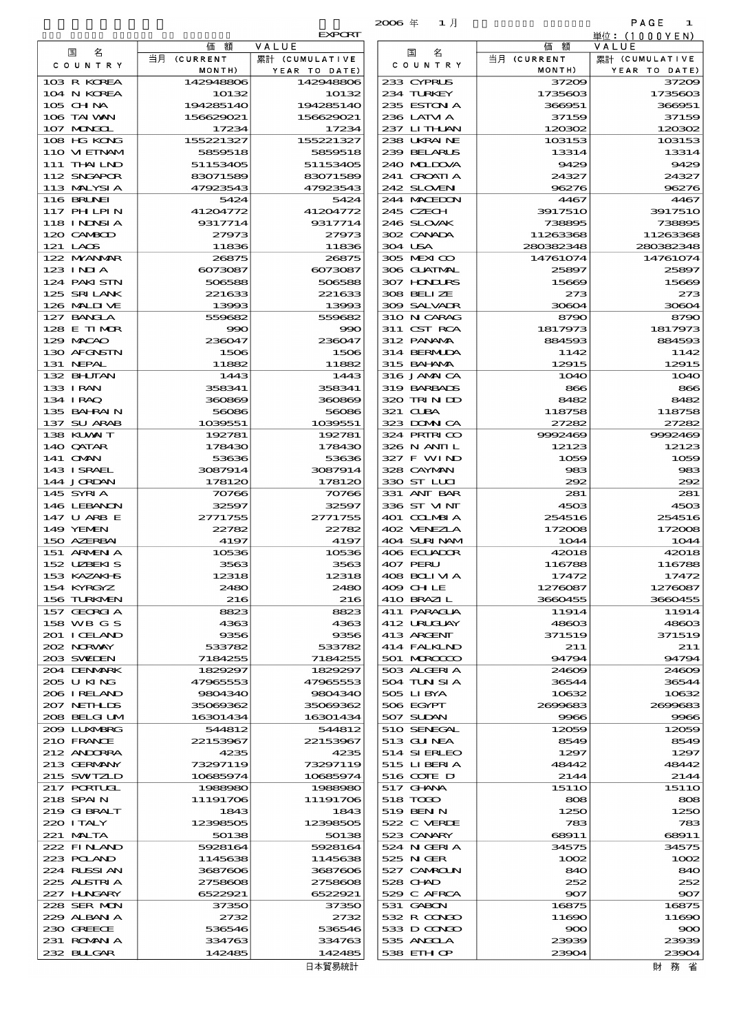EXPORT

2006 年 1 月

単位：(1000YEN)

| 国 名 COUNTRY | 価額 VALUE 当月 (CURRENT MONTH) | 累計 (CUMULATIVE YEAR TO DATE) | 国 名 COUNTRY | 価額 VALUE 当月 (CURRENT MONTH) | 累計 (CUMULATIVE YEAR TO DATE) |
|---|---|---|---|---|---|
| 103 R KOREA | 142948806 | 142948806 | 233 CYPRUS | 37209 | 37209 |
| 104 N KOREA | 10132 | 10132 | 234 TURKEY | 1735603 | 1735603 |
| 105 CHINA | 194285140 | 194285140 | 235 ESTONIA | 366951 | 366951 |
| 106 TAIWAN | 156629021 | 156629021 | 236 LATVIA | 37159 | 37159 |
| 107 MONGOL | 17234 | 17234 | 237 LITHUAN | 120302 | 120302 |
| 108 HG KONG | 155221327 | 155221327 | 238 UKRAINE | 103153 | 103153 |
| 110 VIETNAM | 5859518 | 5859518 | 239 BELARUS | 13314 | 13314 |
| 111 THAILND | 51153405 | 51153405 | 240 MOLDOVA | 9429 | 9429 |
| 112 SNGAPOR | 83071589 | 83071589 | 241 CROATIA | 24327 | 24327 |
| 113 MALYSIA | 47923543 | 47923543 | 242 SLOVEN | 96276 | 96276 |
| 116 BRUNEI | 5424 | 5424 | 244 MACEDON | 4467 | 4467 |
| 117 PHILPIN | 41204772 | 41204772 | 245 CZECH | 3917510 | 3917510 |
| 118 INDNSIA | 9317714 | 9317714 | 246 SLOVAK | 738895 | 738895 |
| 120 CAMBOD | 27973 | 27973 | 302 CANADA | 11263368 | 11263368 |
| 121 LAOS | 11836 | 11836 | 304 USA | 280382348 | 280382348 |
| 122 MYANMAR | 26875 | 26875 | 305 MEXICO | 14761074 | 14761074 |
| 123 INDIA | 6073087 | 6073087 | 306 GUATMAL | 25897 | 25897 |
| 124 PAKISTN | 506588 | 506588 | 307 HONDURS | 15669 | 15669 |
| 125 SRI LANK | 221633 | 221633 | 308 BELIZE | 273 | 273 |
| 126 MALDIVE | 13993 | 13993 | 309 SALVADR | 30604 | 30604 |
| 127 BANGLA | 559682 | 559682 | 310 NICARAG | 8790 | 8790 |
| 128 E TIMOR | 990 | 990 | 311 CST RCA | 1817973 | 1817973 |
| 129 MACAO | 236047 | 236047 | 312 PANAMA | 884593 | 884593 |
| 130 AFGNSTN | 1506 | 1506 | 314 BERMUDA | 1142 | 1142 |
| 131 NEPAL | 11882 | 11882 | 315 BAHAMA | 12915 | 12915 |
| 132 BHUTAN | 1443 | 1443 | 316 JAMAICA | 1040 | 1040 |
| 133 IRAN | 358341 | 358341 | 319 BARBADS | 866 | 866 |
| 134 IRAQ | 360869 | 360869 | 320 TRINIDD | 8482 | 8482 |
| 135 BAHRAIN | 56086 | 56086 | 321 CUBA | 118758 | 118758 |
| 137 SU ARAB | 1039551 | 1039551 | 323 DOMNICA | 27282 | 27282 |
| 138 KUWAIT | 192781 | 192781 | 324 PRTRICO | 9992469 | 9992469 |
| 140 QATAR | 178430 | 178430 | 326 N ANTIL | 12123 | 12123 |
| 141 OMAN | 53636 | 53636 | 327 F WIND | 1059 | 1059 |
| 143 ISRAEL | 3087914 | 3087914 | 328 CAYMAN | 983 | 983 |
| 144 JORDAN | 178120 | 178120 | 330 ST LUCI | 292 | 292 |
| 145 SYRIA | 70766 | 70766 | 331 ANT BAR | 281 | 281 |
| 146 LEBANON | 32597 | 32597 | 336 ST VINT | 4503 | 4503 |
| 147 U ARB E | 2771755 | 2771755 | 401 COLMBIA | 254516 | 254516 |
| 149 YEMEN | 22782 | 22782 | 402 VENEZLA | 172008 | 172008 |
| 150 AZERBAI | 4197 | 4197 | 404 SURINAM | 1044 | 1044 |
| 151 ARMENIA | 10536 | 10536 | 406 ECUADOR | 42018 | 42018 |
| 152 UZBEKIS | 3563 | 3563 | 407 PERU | 116788 | 116788 |
| 153 KAZAKHS | 12318 | 12318 | 408 BOLIVIA | 17472 | 17472 |
| 154 KYRGYZ | 2480 | 2480 | 409 CHILE | 1276087 | 1276087 |
| 156 TURKMEN | 216 | 216 | 410 BRAZIL | 3660455 | 3660455 |
| 157 GEORGIA | 8823 | 8823 | 411 PARAGUA | 11914 | 11914 |
| 158 W B G S | 4363 | 4363 | 412 URUGUAY | 48603 | 48603 |
| 201 ICELAND | 9356 | 9356 | 413 ARGENT | 371519 | 371519 |
| 202 NORWAY | 533782 | 533782 | 414 FALKLND | 211 | 211 |
| 203 SWEDEN | 7184255 | 7184255 | 501 MOROCCO | 94794 | 94794 |
| 204 DENMARK | 1829297 | 1829297 | 503 ALGERIA | 24609 | 24609 |
| 205 U KING | 47965553 | 47965553 | 504 TUNISIA | 36544 | 36544 |
| 206 IRELAND | 9804340 | 9804340 | 505 LIBYA | 10632 | 10632 |
| 207 NETHLDS | 35069362 | 35069362 | 506 EGYPT | 2699683 | 2699683 |
| 208 BELGIUM | 16301434 | 16301434 | 507 SUDAN | 9966 | 9966 |
| 209 LUXMBRG | 544812 | 544812 | 510 SENEGAL | 12059 | 12059 |
| 210 FRANCE | 22153967 | 22153967 | 513 GUINEA | 8549 | 8549 |
| 212 ANDORRA | 4235 | 4235 | 514 SIERLEO | 1297 | 1297 |
| 213 GERMANY | 73297119 | 73297119 | 515 LIBERIA | 48442 | 48442 |
| 215 SWITZLD | 10685974 | 10685974 | 516 COTE D | 2144 | 2144 |
| 217 PORTUGL | 1988980 | 1988980 | 517 GHANA | 15110 | 15110 |
| 218 SPAIN | 11191706 | 11191706 | 518 TOGO | 808 | 808 |
| 219 GIBRALT | 1843 | 1843 | 519 BENIN | 1250 | 1250 |
| 220 ITALY | 12398505 | 12398505 | 522 C VERDE | 783 | 783 |
| 221 MALTA | 50138 | 50138 | 523 CANARY | 68911 | 68911 |
| 222 FINLAND | 5928164 | 5928164 | 524 NIGERIA | 34575 | 34575 |
| 223 POLAND | 1145638 | 1145638 | 525 NIGER | 1002 | 1002 |
| 224 RUSSIAN | 3687606 | 3687606 | 527 CAMROUN | 840 | 840 |
| 225 AUSTRIA | 2758608 | 2758608 | 528 CHAD | 252 | 252 |
| 227 HUNGARY | 6522921 | 6522921 | 529 C AFRCA | 907 | 907 |
| 228 SER MON | 37350 | 37350 | 531 GABON | 16875 | 16875 |
| 229 ALBANIA | 2732 | 2732 | 532 R CONGO | 11690 | 11690 |
| 230 GREECE | 536546 | 536546 | 533 D CONGO | 900 | 900 |
| 231 ROMANIA | 334763 | 334763 | 535 ANGOLA | 23939 | 23939 |
| 232 BULGAR | 142485 | 142485 | 538 ETHIOP | 23904 | 23904 |

日本貿易統計　　財務省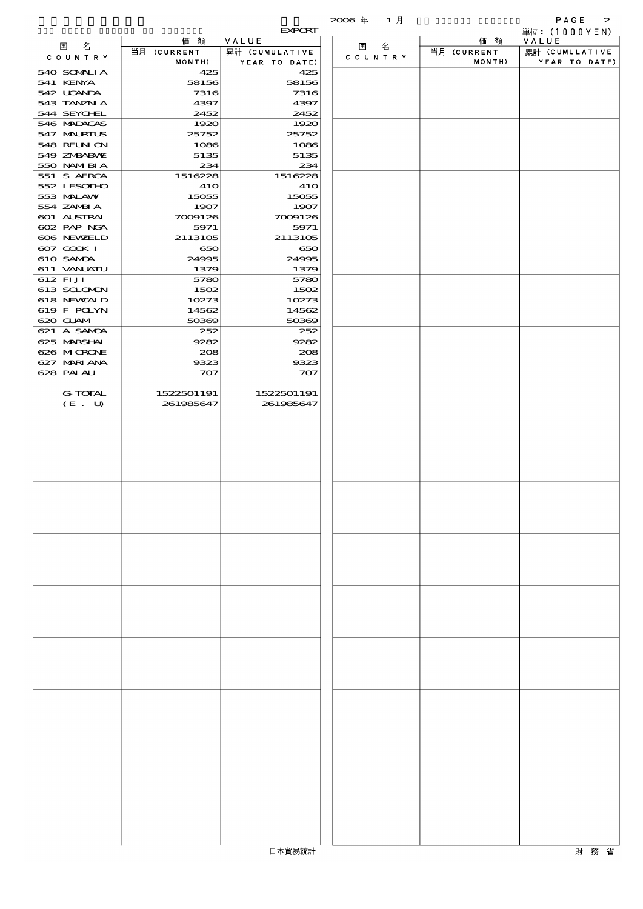EXPORT

2006 年 1 月

単位：(1000YEN)

| 国 名 COUNTRY | 価額 VALUE 当月 (CURRENT MONTH) | 累計 (CUMULATIVE YEAR TO DATE) |
|---|---|---|
| 540 SOMALIA | 425 | 425 |
| 541 KENYA | 58156 | 58156 |
| 542 UGANDA | 7316 | 7316 |
| 543 TANZNIA | 4397 | 4397 |
| 544 SEYCHEL | 2452 | 2452 |
| 546 MADAGAS | 1920 | 1920 |
| 547 MAURTUS | 25752 | 25752 |
| 548 REUNION | 1086 | 1086 |
| 549 ZMBABWE | 5135 | 5135 |
| 550 NAMIBIA | 234 | 234 |
| 551 S AFRCA | 1516228 | 1516228 |
| 552 LESOTHO | 410 | 410 |
| 553 MALAWI | 15055 | 15055 |
| 554 ZAMBIA | 1907 | 1907 |
| 601 AUSTRAL | 7009126 | 7009126 |
| 602 PAP NGA | 5971 | 5971 |
| 606 NEWZELD | 2113105 | 2113105 |
| 607 COOK I | 650 | 650 |
| 610 SAMOA | 24995 | 24995 |
| 611 VANUATU | 1379 | 1379 |
| 612 FIJI | 5780 | 5780 |
| 613 SOLOMON | 1502 | 1502 |
| 618 NEWCALD | 10273 | 10273 |
| 619 F POLYN | 14562 | 14562 |
| 620 GUAM | 50369 | 50369 |
| 621 A SAMOA | 252 | 252 |
| 625 MARSHAL | 9282 | 9282 |
| 626 MICRONE | 208 | 208 |
| 627 MARIANA | 9323 | 9323 |
| 628 PALAU | 707 | 707 |
| G-TOTAL | 1522501191 | 1522501191 |
| (E. U) | 261985647 | 261985647 |

日本貿易統計

財務省